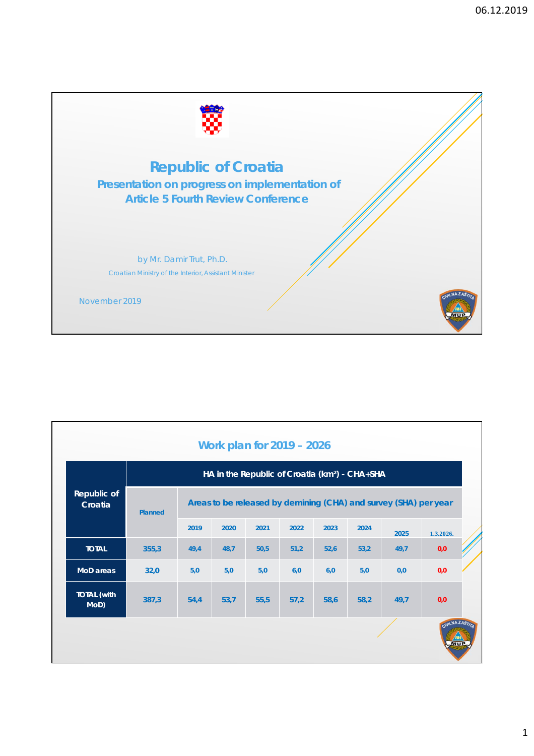# Republic of Croatia

## Presentation on progress on implementation of Article 5 Fourth Review Conference

by Mr. Damir Trut, Ph.D.

Croatian Ministry of the Interior, Assistant Minister

November 2019

## Work plan for 2019 – 2026

| Republic of Croatia | HA in the Republic of Croatia (km²) - CHA+SHA | | | | | | | | |
|---|---|---|---|---|---|---|---|---|---|
| | Planned | Areas to be released by demining (CHA) and survey (SHA) per year | | | | | | | |
| | | 2019 | 2020 | 2021 | 2022 | 2023 | 2024 | 2025 | 1.3.2026. |
| TOTAL | 355,3 | 49,4 | 48,7 | 50,5 | 51,2 | 52,6 | 53,2 | 49,7 | 0,0 |
| MoD areas | 32,0 | 5,0 | 5,0 | 5,0 | 6,0 | 6,0 | 5,0 | 0,0 | 0,0 |
| TOTAL (with MoD) | 387,3 | 54,4 | 53,7 | 55,5 | 57,2 | 58,6 | 58,2 | 49,7 | 0,0 |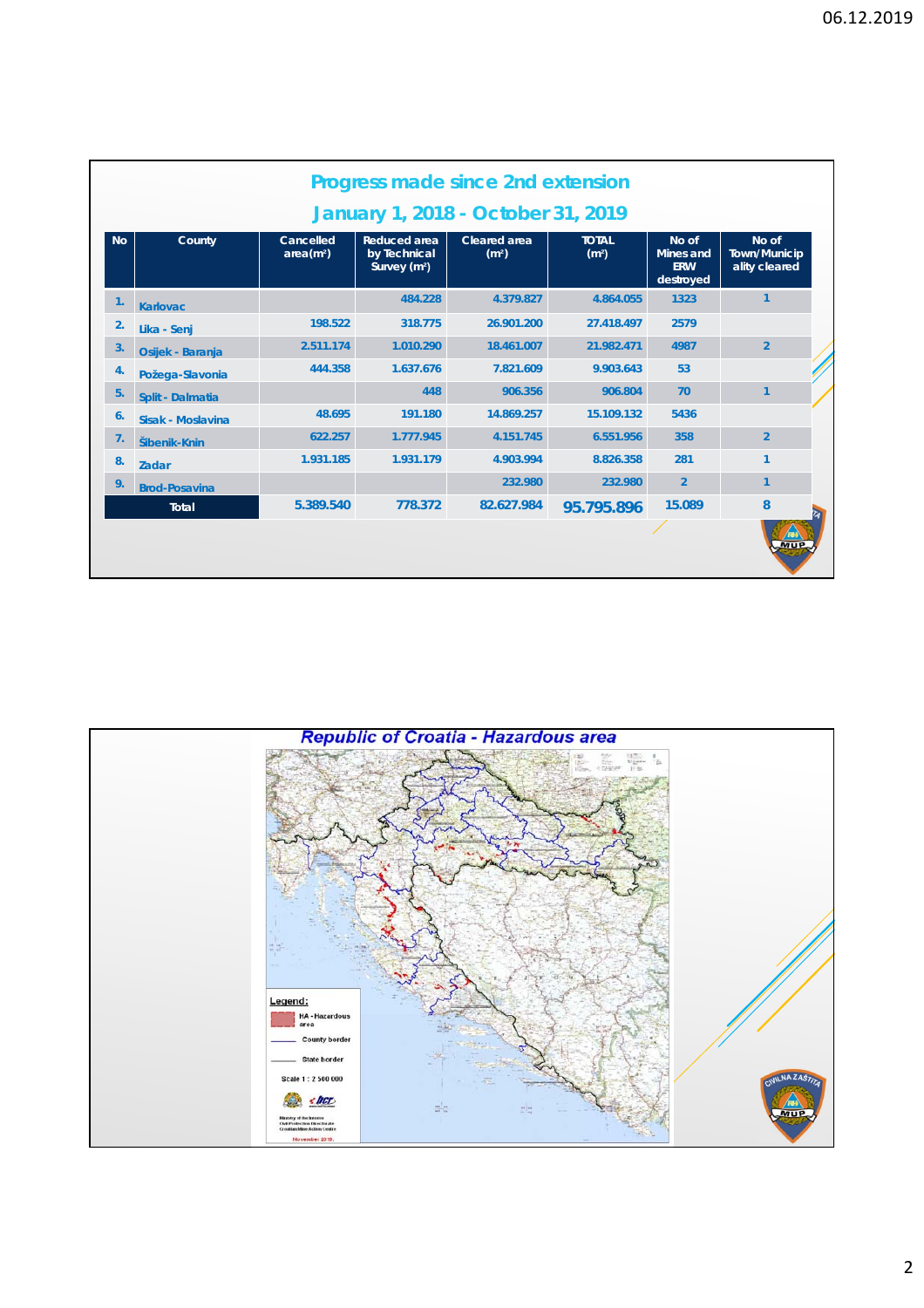## Progress made since 2nd extension

### January 1, 2018 - October 31, 2019

| No | County | Cancelled area(m²) | Reduced area by Technical Survey (m²) | Cleared area (m²) | TOTAL (m²) | No of Mines and ERW destroyed | No of Town/Municipality cleared |
|---|---|---|---|---|---|---|---|
| 1. | Karlovac | | 484.228 | 4.379.827 | 4.864.055 | 1323 | 1 |
| 2. | Lika - Senj | 198.522 | 318.775 | 26.901.200 | 27.418.497 | 2579 | |
| 3. | Osijek - Baranja | 2.511.174 | 1.010.290 | 18.461.007 | 21.982.471 | 4987 | 2 |
| 4. | Požega-Slavonia | 444.358 | 1.637.676 | 7.821.609 | 9.903.643 | 53 | |
| 5. | Split - Dalmatia | | 448 | 906.356 | 906.804 | 70 | 1 |
| 6. | Sisak - Moslavina | 48.695 | 191.180 | 14.869.257 | 15.109.132 | 5436 | |
| 7. | Šibenik-Knin | 622.257 | 1.777.945 | 4.151.745 | 6.551.956 | 358 | 2 |
| 8. | Zadar | 1.931.185 | 1.931.179 | 4.903.994 | 8.826.358 | 281 | 1 |
| 9. | Brod-Posavina | | | 232.980 | 232.980 | 2 | 1 |
| Total | | 5.389.540 | 778.372 | 82.627.984 | 95.795.896 | 15.089 | 8 |

## Republic of Croatia - Hazardous area

Legend:
- HA - Hazardous area
- County border
- State border

Scale 1 : 2 500 000

Ministry of the Interior
Civil Protection Directorate
Croatian Mine Action Centre

November 2019.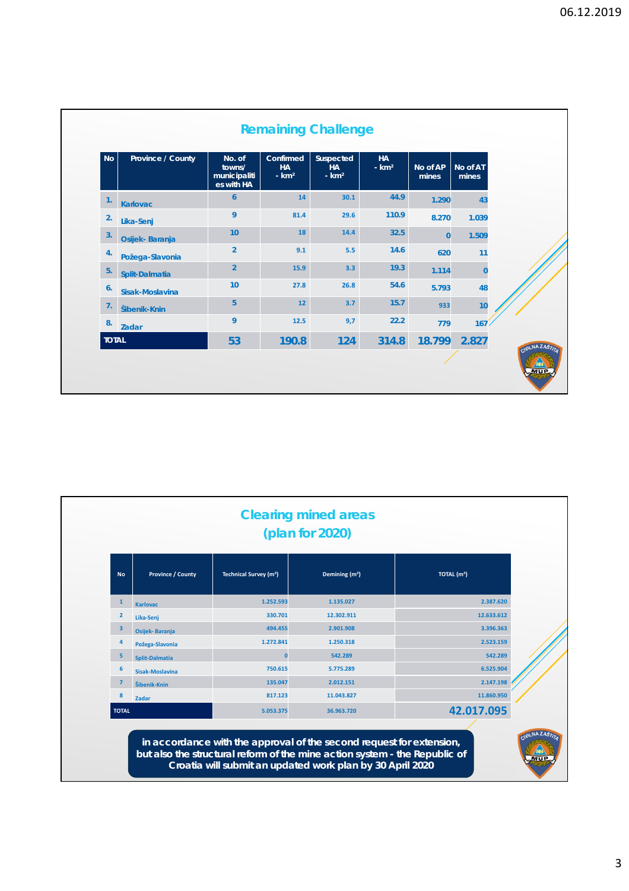## Remaining Challenge

| No | Province / County | No. of towns/ municipalities with HA | Confirmed HA - km² | Suspected HA - km² | HA - km² | No of AP mines | No of AT mines |
|---|---|---|---|---|---|---|---|
| 1. | Karlovac | 6 | 14 | 30.1 | 44.9 | 1.290 | 43 |
| 2. | Lika-Senj | 9 | 81.4 | 29.6 | 110.9 | 8.270 | 1.039 |
| 3. | Osijek- Baranja | 10 | 18 | 14.4 | 32.5 | 0 | 1.509 |
| 4. | Požega-Slavonia | 2 | 9.1 | 5.5 | 14.6 | 620 | 11 |
| 5. | Split-Dalmatia | 2 | 15.9 | 3.3 | 19.3 | 1.114 | 0 |
| 6. | Sisak-Moslavina | 10 | 27.8 | 26.8 | 54.6 | 5.793 | 48 |
| 7. | Šibenik-Knin | 5 | 12 | 3.7 | 15.7 | 933 | 10 |
| 8. | Zadar | 9 | 12.5 | 9,7 | 22.2 | 779 | 167 |
| TOTAL | | 53 | 190.8 | 124 | 314.8 | 18.799 | 2.827 |

## Clearing mined areas (plan for 2020)

| No | Province / County | Technical Survey (m²) | Demining (m²) | TOTAL (m²) |
|---|---|---|---|---|
| 1 | Karlovac | 1.252.593 | 1.135.027 | 2.387.620 |
| 2 | Lika-Senj | 330.701 | 12.302.911 | 12.633.612 |
| 3 | Osijek- Baranja | 494.455 | 2.901.908 | 3.396.363 |
| 4 | Požega-Slavonia | 1.272.841 | 1.250.318 | 2.523.159 |
| 5 | Split-Dalmatia | 0 | 542.289 | 542.289 |
| 6 | Sisak-Moslavina | 750.615 | 5.775.289 | 6.525.904 |
| 7 | Šibenik-Knin | 135.047 | 2.012.151 | 2.147.198 |
| 8 | Zadar | 817.123 | 11.043.827 | 11.860.950 |
| TOTAL | | 5.053.375 | 36.963.720 | 42.017.095 |

in accordance with the approval of the second request for extension, but also the structural reform of the mine action system - the Republic of Croatia will submit an updated work plan by 30 April 2020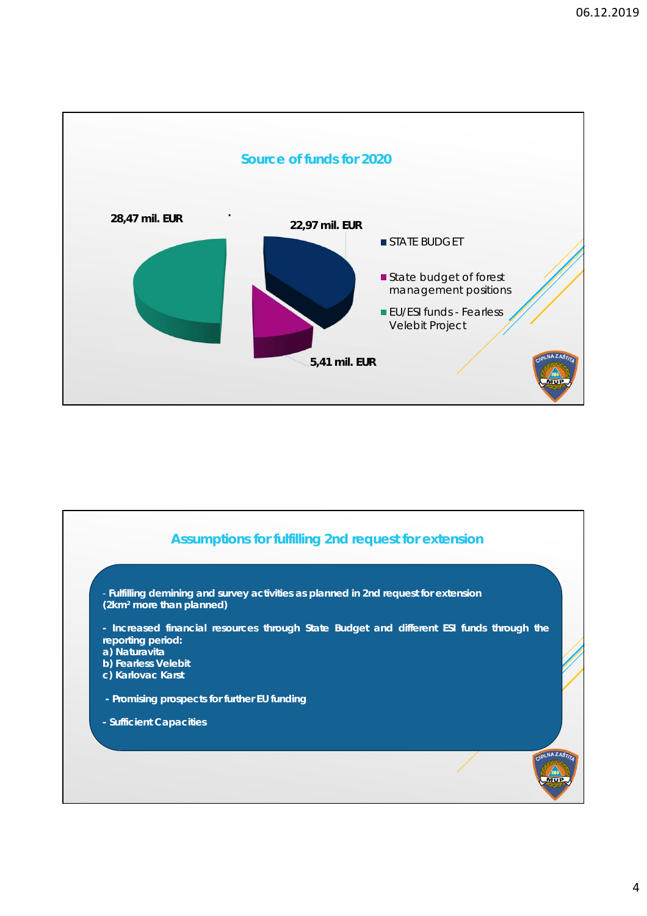## Source of funds for 2020

28,47 mil. EUR

22,97 mil. EUR

5,41 mil. EUR

- STATE BUDGET
- State budget of forest management positions
- EU/ESI funds - Fearless Velebit Project

## Assumptions for fulfilling 2nd request for extension

- **Fulfilling demining and survey activities as planned in 2nd request for extension (2km² more than planned)**

- **Increased financial resources through State Budget and different ESI funds through the reporting period:**
  **a) Naturavita**
  **b) Fearless Velebit**
  **c) Karlovac Karst**

- **Promising prospects for further EU funding**

- **Sufficient Capacities**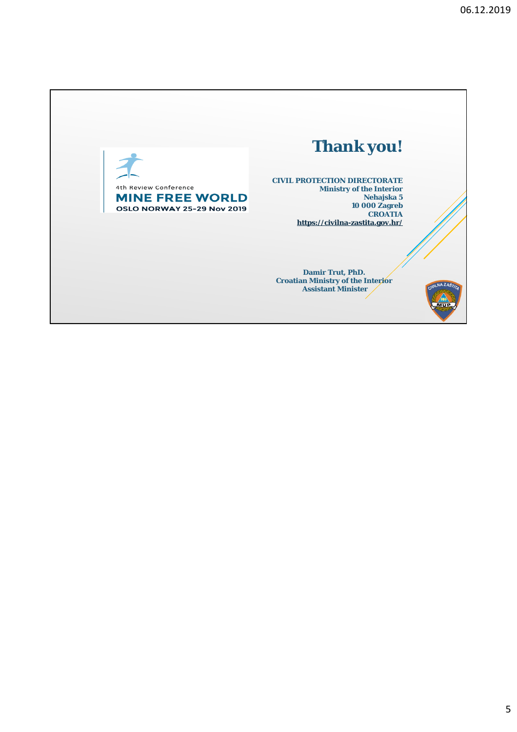4th Review Conference

MINE FREE WORLD

OSLO NORWAY 25-29 Nov 2019

# Thank you!

**CIVIL PROTECTION DIRECTORATE**
**Ministry of the Interior**
**Nehajska 5**
**10 000 Zagreb**
**CROATIA**
**https://civilna-zastita.gov.hr/**

**Damir Trut, PhD.**
**Croatian Ministry of the Interior**
**Assistant Minister**